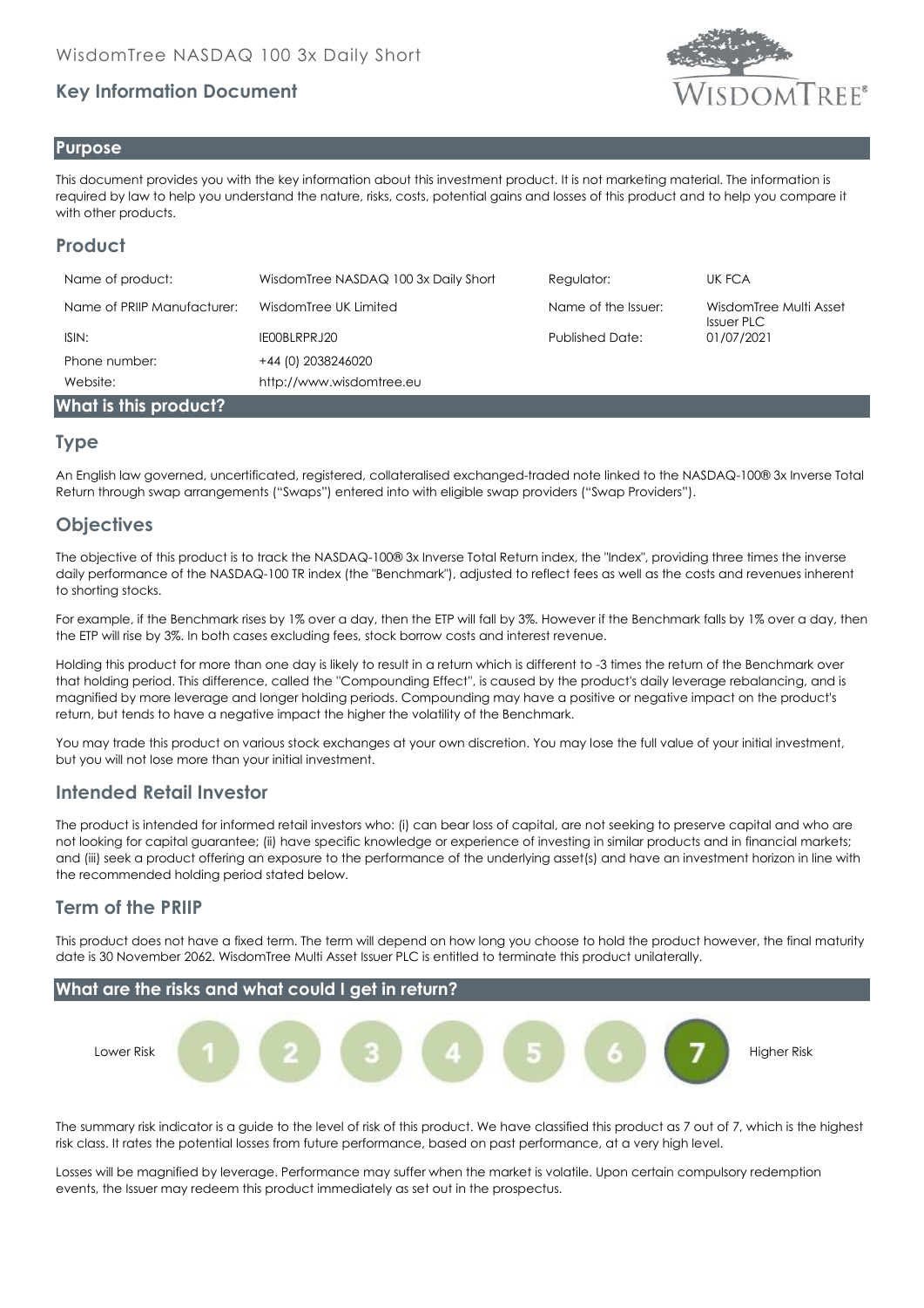WisdomTree NASDAQ 100 3x Daily Short

## Key Information Document

### Purpose

This document provides you with the key information about this investment product. It is not marketing material. The information is required by law to help you understand the nature, risks, costs, potential gains and losses of this product and to help you compare it with other products.

## Product

| | | | |
|---|---|---|---|
| Name of product: | WisdomTree NASDAQ 100 3x Daily Short | Regulator: | UK FCA |
| Name of PRIIP Manufacturer: | WisdomTree UK Limited | Name of the Issuer: | WisdomTree Multi Asset Issuer PLC |
| ISIN: | IE00BLRPRJ20 | Published Date: | 01/07/2021 |
| Phone number: | +44 (0) 2038246020 | | |
| Website: | http://www.wisdomtree.eu | | |

### What is this product?

## Type

An English law governed, uncertificated, registered, collateralised exchanged-traded note linked to the NASDAQ-100® 3x Inverse Total Return through swap arrangements ("Swaps") entered into with eligible swap providers ("Swap Providers").

## Objectives

The objective of this product is to track the NASDAQ-100® 3x Inverse Total Return index, the "Index", providing three times the inverse daily performance of the NASDAQ-100 TR index (the "Benchmark"), adjusted to reflect fees as well as the costs and revenues inherent to shorting stocks.

For example, if the Benchmark rises by 1% over a day, then the ETP will fall by 3%. However if the Benchmark falls by 1% over a day, then the ETP will rise by 3%. In both cases excluding fees, stock borrow costs and interest revenue.

Holding this product for more than one day is likely to result in a return which is different to -3 times the return of the Benchmark over that holding period. This difference, called the "Compounding Effect", is caused by the product's daily leverage rebalancing, and is magnified by more leverage and longer holding periods. Compounding may have a positive or negative impact on the product's return, but tends to have a negative impact the higher the volatility of the Benchmark.

You may trade this product on various stock exchanges at your own discretion. You may lose the full value of your initial investment, but you will not lose more than your initial investment.

## Intended Retail Investor

The product is intended for informed retail investors who: (i) can bear loss of capital, are not seeking to preserve capital and who are not looking for capital guarantee; (ii) have specific knowledge or experience of investing in similar products and in financial markets; and (iii) seek a product offering an exposure to the performance of the underlying asset(s) and have an investment horizon in line with the recommended holding period stated below.

## Term of the PRIIP

This product does not have a fixed term. The term will depend on how long you choose to hold the product however, the final maturity date is 30 November 2062. WisdomTree Multi Asset Issuer PLC is entitled to terminate this product unilaterally.

### What are the risks and what could I get in return?

Lower Risk 1 2 3 4 5 6 **7** Higher Risk

The summary risk indicator is a guide to the level of risk of this product. We have classified this product as 7 out of 7, which is the highest risk class. It rates the potential losses from future performance, based on past performance, at a very high level.

Losses will be magnified by leverage. Performance may suffer when the market is volatile. Upon certain compulsory redemption events, the Issuer may redeem this product immediately as set out in the prospectus.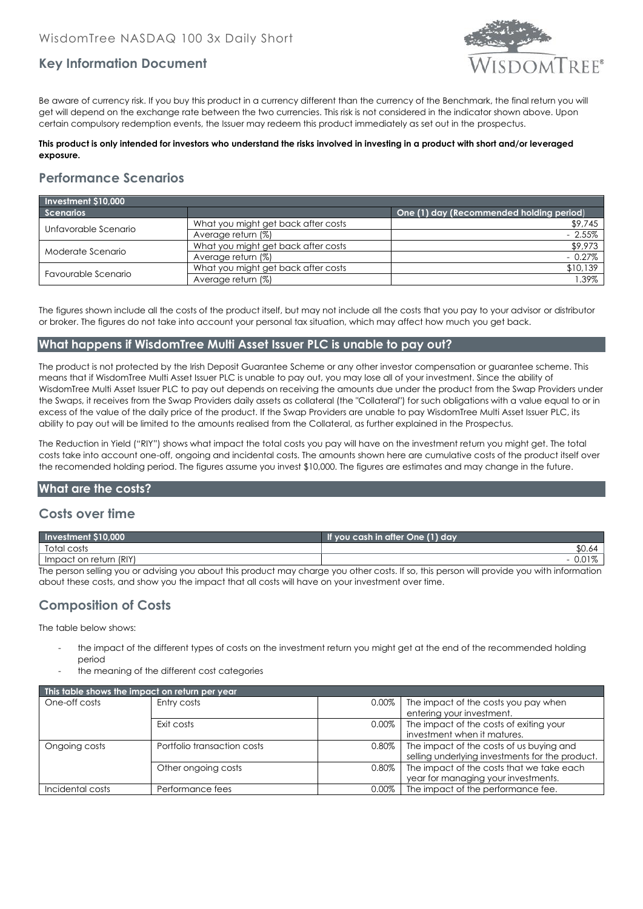Be aware of currency risk. If you buy this product in a currency different than the currency of the Benchmark, the final return you will get will depend on the exchange rate between the two currencies. This risk is not considered in the indicator shown above. Upon certain compulsory redemption events, the Issuer may redeem this product immediately as set out in the prospectus.

**This product is only intended for investors who understand the risks involved in investing in a product with short and/or leveraged exposure.**

## Performance Scenarios

| Investment $10,000 | | |
|---|---|---|
| **Scenarios** | | **One (1) day (Recommended holding period)** |
| Unfavorable Scenario | What you might get back after costs | $9,745 |
| | Average return (%) | - 2.55% |
| Moderate Scenario | What you might get back after costs | $9,973 |
| | Average return (%) | - 0.27% |
| Favourable Scenario | What you might get back after costs | $10,139 |
| | Average return (%) | 1.39% |

The figures shown include all the costs of the product itself, but may not include all the costs that you pay to your advisor or distributor or broker. The figures do not take into account your personal tax situation, which may affect how much you get back.

## What happens if WisdomTree Multi Asset Issuer PLC is unable to pay out?

The product is not protected by the Irish Deposit Guarantee Scheme or any other investor compensation or guarantee scheme. This means that if WisdomTree Multi Asset Issuer PLC is unable to pay out, you may lose all of your investment. Since the ability of WisdomTree Multi Asset Issuer PLC to pay out depends on receiving the amounts due under the product from the Swap Providers under the Swaps, it receives from the Swap Providers daily assets as collateral (the "Collateral") for such obligations with a value equal to or in excess of the value of the daily price of the product. If the Swap Providers are unable to pay WisdomTree Multi Asset Issuer PLC, its ability to pay out will be limited to the amounts realised from the Collateral, as further explained in the Prospectus.

The Reduction in Yield ("RIY") shows what impact the total costs you pay will have on the investment return you might get. The total costs take into account one-off, ongoing and incidental costs. The amounts shown here are cumulative costs of the product itself over the recomended holding period. The figures assume you invest $10,000. The figures are estimates and may change in the future.

## What are the costs?

## Costs over time

| Investment $10,000 | If you cash in after One (1) day |
|---|---|
| Total costs | $0.64 |
| Impact on return (RIY) | - 0.01% |

The person selling you or advising you about this product may charge you other costs. If so, this person will provide you with information about these costs, and show you the impact that all costs will have on your investment over time.

## Composition of Costs

The table below shows:

- the impact of the different types of costs on the investment return you might get at the end of the recommended holding period
- the meaning of the different cost categories

| This table shows the impact on return per year | | | |
|---|---|---|---|
| One-off costs | Entry costs | 0.00% | The impact of the costs you pay when entering your investment. |
| | Exit costs | 0.00% | The impact of the costs of exiting your investment when it matures. |
| Ongoing costs | Portfolio transaction costs | 0.80% | The impact of the costs of us buying and selling underlying investments for the product. |
| | Other ongoing costs | 0.80% | The impact of the costs that we take each year for managing your investments. |
| Incidental costs | Performance fees | 0.00% | The impact of the performance fee. |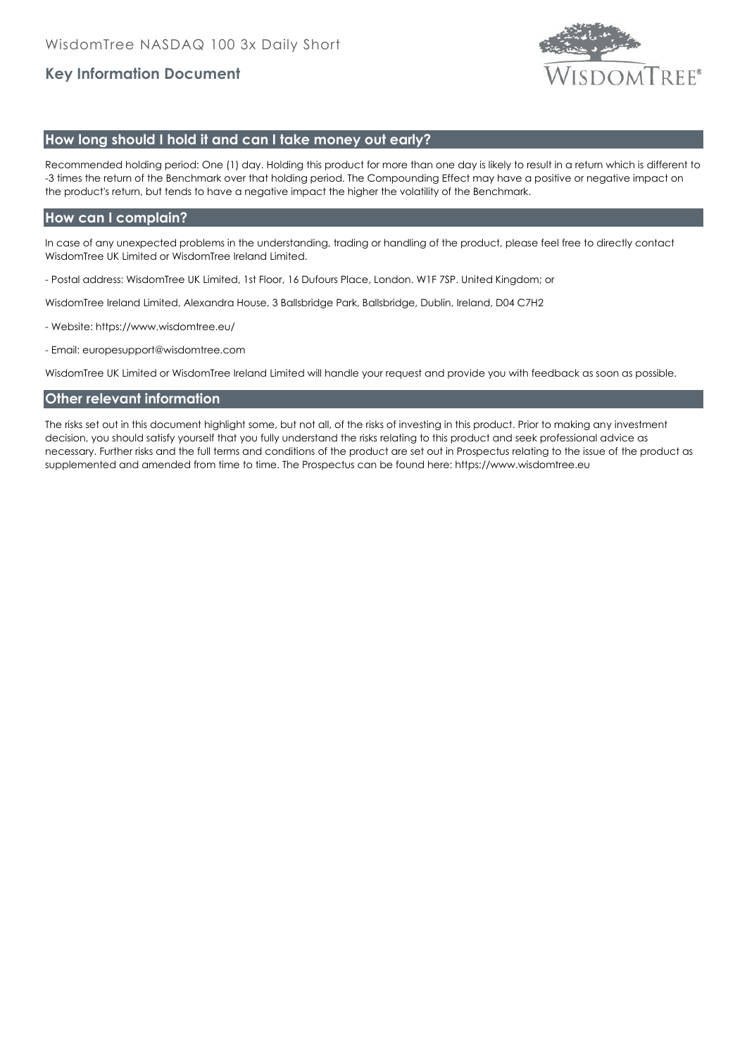## How long should I hold it and can I take money out early?

Recommended holding period: One (1) day. Holding this product for more than one day is likely to result in a return which is different to -3 times the return of the Benchmark over that holding period. The Compounding Effect may have a positive or negative impact on the product's return, but tends to have a negative impact the higher the volatility of the Benchmark.

## How can I complain?

In case of any unexpected problems in the understanding, trading or handling of the product, please feel free to directly contact WisdomTree UK Limited or WisdomTree Ireland Limited.

- Postal address: WisdomTree UK Limited, 1st Floor, 16 Dufours Place, London. W1F 7SP. United Kingdom; or

WisdomTree Ireland Limited, Alexandra House, 3 Ballsbridge Park, Ballsbridge, Dublin, Ireland, D04 C7H2

- Website: https://www.wisdomtree.eu/

- Email: europesupport@wisdomtree.com

WisdomTree UK Limited or WisdomTree Ireland Limited will handle your request and provide you with feedback as soon as possible.

## Other relevant information

The risks set out in this document highlight some, but not all, of the risks of investing in this product. Prior to making any investment decision, you should satisfy yourself that you fully understand the risks relating to this product and seek professional advice as necessary. Further risks and the full terms and conditions of the product are set out in Prospectus relating to the issue of the product as supplemented and amended from time to time. The Prospectus can be found here: https://www.wisdomtree.eu